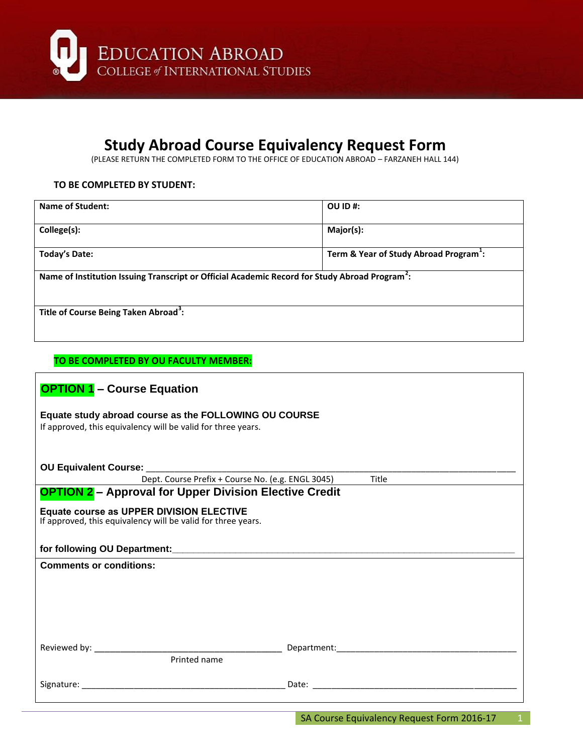EDUCATION ABROAD
COLLEGE *of* INTERNATIONAL STUDIES

# Study Abroad Course Equivalency Request Form

(PLEASE RETURN THE COMPLETED FORM TO THE OFFICE OF EDUCATION ABROAD – FARZANEH HALL 144)

**TO BE COMPLETED BY STUDENT:**

| | |
|---|---|
| **Name of Student:** | **OU ID #:** |
| **College(s):** | **Major(s):** |
| **Today's Date:** | **Term & Year of Study Abroad Program[1]:** |
| **Name of Institution Issuing Transcript or Official Academic Record for Study Abroad Program[2]:** | |
| **Title of Course Being Taken Abroad[3]:** | |

**TO BE COMPLETED BY OU FACULTY MEMBER:**

## OPTION 1 – Course Equation

**Equate study abroad course as the FOLLOWING OU COURSE**

If approved, this equivalency will be valid for three years.

**OU Equivalent Course:** ______________________________________________

Dept. Course Prefix + Course No. (e.g. ENGL 3045) Title

## OPTION 2 – Approval for Upper Division Elective Credit

**Equate course as UPPER DIVISION ELECTIVE**

If approved, this equivalency will be valid for three years.

**for following OU Department:**______________________________________________

**Comments or conditions:**

Reviewed by: ________________________________ Department:________________________________

Printed name

Signature: ________________________________ Date: ________________________________

SA Course Equivalency Request Form 2016-17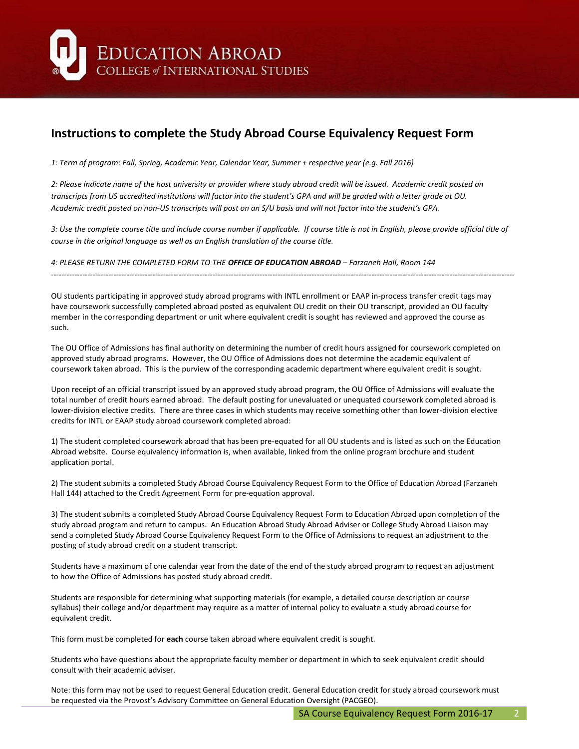# Instructions to complete the Study Abroad Course Equivalency Request Form

*1: Term of program: Fall, Spring, Academic Year, Calendar Year, Summer + respective year (e.g. Fall 2016)*

*2: Please indicate name of the host university or provider where study abroad credit will be issued. Academic credit posted on transcripts from US accredited institutions will factor into the student's GPA and will be graded with a letter grade at OU. Academic credit posted on non-US transcripts will post on an S/U basis and will not factor into the student's GPA.*

*3: Use the complete course title and include course number if applicable. If course title is not in English, please provide official title of course in the original language as well as an English translation of the course title.*

*4: PLEASE RETURN THE COMPLETED FORM TO THE **OFFICE OF EDUCATION ABROAD** – Farzaneh Hall, Room 144*

---

OU students participating in approved study abroad programs with INTL enrollment or EAAP in-process transfer credit tags may have coursework successfully completed abroad posted as equivalent OU credit on their OU transcript, provided an OU faculty member in the corresponding department or unit where equivalent credit is sought has reviewed and approved the course as such.

The OU Office of Admissions has final authority on determining the number of credit hours assigned for coursework completed on approved study abroad programs. However, the OU Office of Admissions does not determine the academic equivalent of coursework taken abroad. This is the purview of the corresponding academic department where equivalent credit is sought.

Upon receipt of an official transcript issued by an approved study abroad program, the OU Office of Admissions will evaluate the total number of credit hours earned abroad. The default posting for unevaluated or unequated coursework completed abroad is lower-division elective credits. There are three cases in which students may receive something other than lower-division elective credits for INTL or EAAP study abroad coursework completed abroad:

1) The student completed coursework abroad that has been pre-equated for all OU students and is listed as such on the Education Abroad website. Course equivalency information is, when available, linked from the online program brochure and student application portal.

2) The student submits a completed Study Abroad Course Equivalency Request Form to the Office of Education Abroad (Farzaneh Hall 144) attached to the Credit Agreement Form for pre-equation approval.

3) The student submits a completed Study Abroad Course Equivalency Request Form to Education Abroad upon completion of the study abroad program and return to campus. An Education Abroad Study Abroad Adviser or College Study Abroad Liaison may send a completed Study Abroad Course Equivalency Request Form to the Office of Admissions to request an adjustment to the posting of study abroad credit on a student transcript.

Students have a maximum of one calendar year from the date of the end of the study abroad program to request an adjustment to how the Office of Admissions has posted study abroad credit.

Students are responsible for determining what supporting materials (for example, a detailed course description or course syllabus) their college and/or department may require as a matter of internal policy to evaluate a study abroad course for equivalent credit.

This form must be completed for **each** course taken abroad where equivalent credit is sought.

Students who have questions about the appropriate faculty member or department in which to seek equivalent credit should consult with their academic adviser.

Note: this form may not be used to request General Education credit. General Education credit for study abroad coursework must be requested via the Provost's Advisory Committee on General Education Oversight (PACGEO).